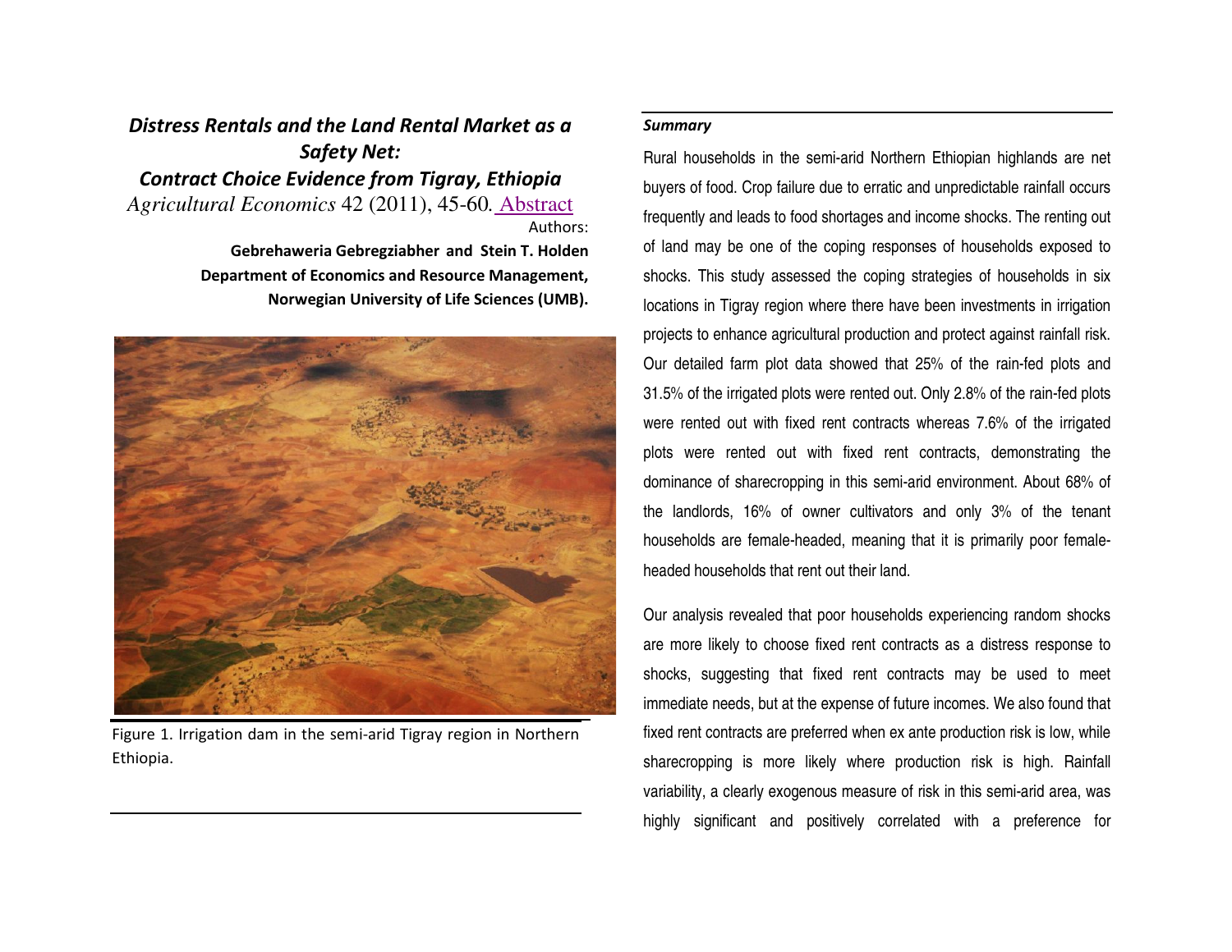# *Distress Rentals and the Land Rental Market as a Safety Net: Contract Choice Evidence from Tigray, Ethiopia*

*Agricultural Economics* 42 (2011), 45-60. Abstract

Authors:

**Gebrehaweria Gebregziabher and Stein T. Holden**
**Department of Economics and Resource Management, Norwegian University of Life Sciences (UMB).**

Figure 1. Irrigation dam in the semi-arid Tigray region in Northern Ethiopia.

***Summary***

Rural households in the semi-arid Northern Ethiopian highlands are net buyers of food. Crop failure due to erratic and unpredictable rainfall occurs frequently and leads to food shortages and income shocks. The renting out of land may be one of the coping responses of households exposed to shocks. This study assessed the coping strategies of households in six locations in Tigray region where there have been investments in irrigation projects to enhance agricultural production and protect against rainfall risk. Our detailed farm plot data showed that 25% of the rain-fed plots and 31.5% of the irrigated plots were rented out. Only 2.8% of the rain-fed plots were rented out with fixed rent contracts whereas 7.6% of the irrigated plots were rented out with fixed rent contracts, demonstrating the dominance of sharecropping in this semi-arid environment. About 68% of the landlords, 16% of owner cultivators and only 3% of the tenant households are female-headed, meaning that it is primarily poor female-headed households that rent out their land.

Our analysis revealed that poor households experiencing random shocks are more likely to choose fixed rent contracts as a distress response to shocks, suggesting that fixed rent contracts may be used to meet immediate needs, but at the expense of future incomes. We also found that fixed rent contracts are preferred when ex ante production risk is low, while sharecropping is more likely where production risk is high. Rainfall variability, a clearly exogenous measure of risk in this semi-arid area, was highly significant and positively correlated with a preference for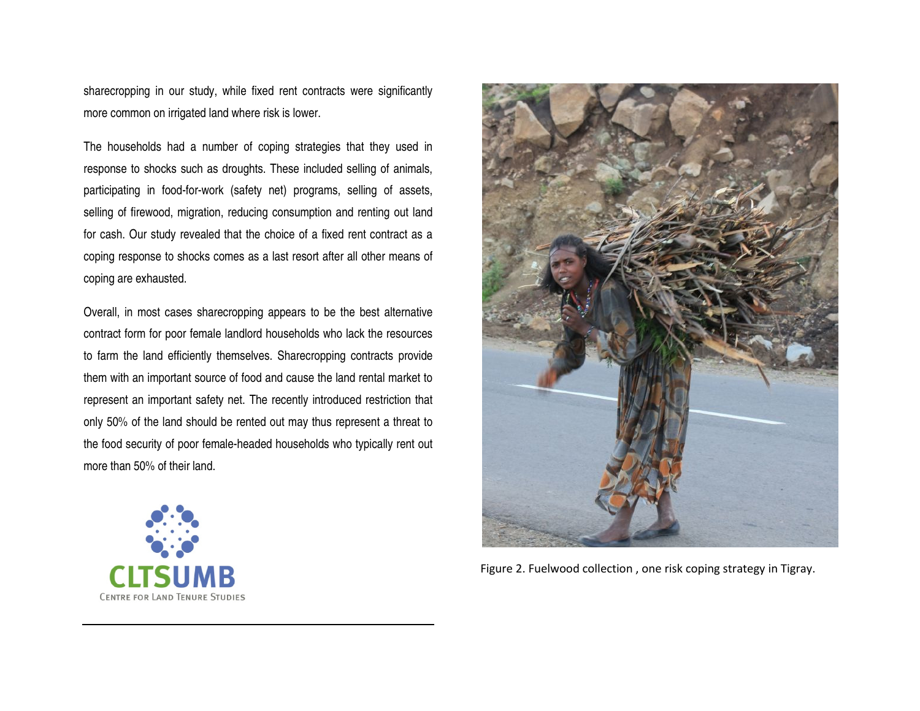sharecropping in our study, while fixed rent contracts were significantly more common on irrigated land where risk is lower.

The households had a number of coping strategies that they used in response to shocks such as droughts. These included selling of animals, participating in food-for-work (safety net) programs, selling of assets, selling of firewood, migration, reducing consumption and renting out land for cash. Our study revealed that the choice of a fixed rent contract as a coping response to shocks comes as a last resort after all other means of coping are exhausted.

Overall, in most cases sharecropping appears to be the best alternative contract form for poor female landlord households who lack the resources to farm the land efficiently themselves. Sharecropping contracts provide them with an important source of food and cause the land rental market to represent an important safety net. The recently introduced restriction that only 50% of the land should be rented out may thus represent a threat to the food security of poor female-headed households who typically rent out more than 50% of their land.

CLTSUMB
CENTRE FOR LAND TENURE STUDIES

Figure 2. Fuelwood collection , one risk coping strategy in Tigray.